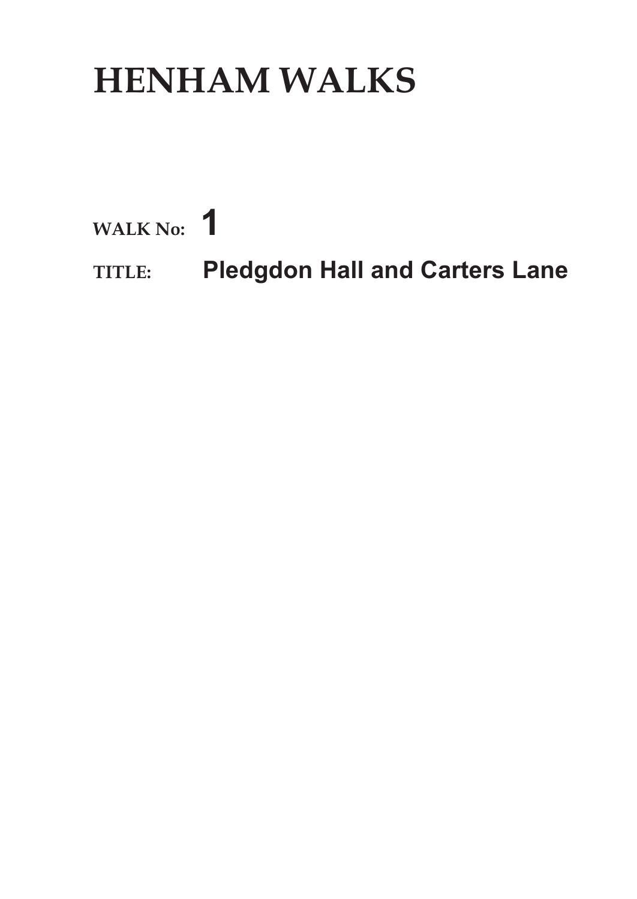# HENHAM WALKS

**WALK No:** **1**

**TITLE:** **Pledgdon Hall and Carters Lane**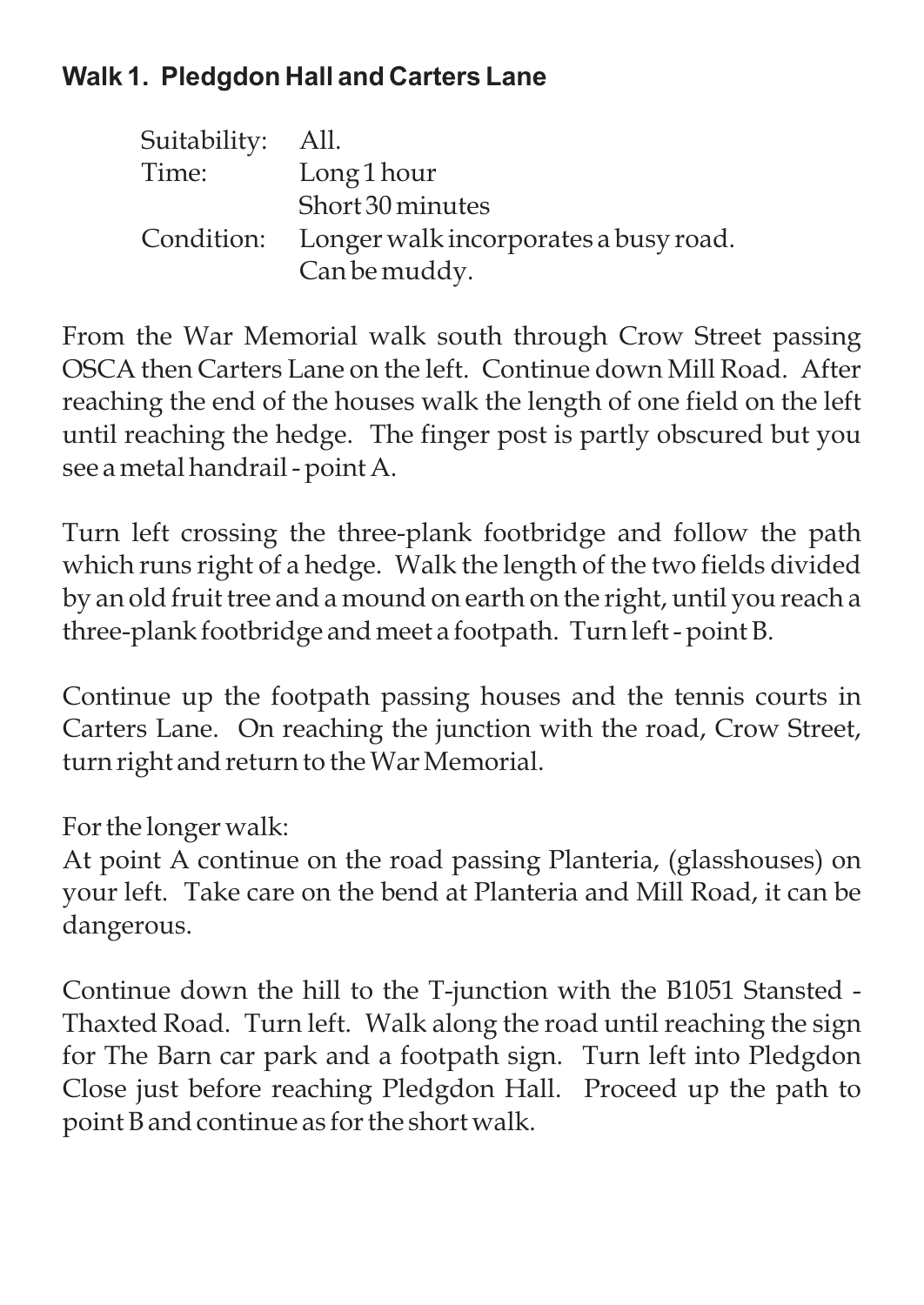## Walk 1. Pledgdon Hall and Carters Lane

| | |
|---|---|
| Suitability: | All. |
| Time: | Long 1 hour<br>Short 30 minutes |
| Condition: | Longer walk incorporates a busy road.<br>Can be muddy. |

From the War Memorial walk south through Crow Street passing OSCA then Carters Lane on the left. Continue down Mill Road. After reaching the end of the houses walk the length of one field on the left until reaching the hedge. The finger post is partly obscured but you see a metal handrail - point A.

Turn left crossing the three-plank footbridge and follow the path which runs right of a hedge. Walk the length of the two fields divided by an old fruit tree and a mound on earth on the right, until you reach a three-plank footbridge and meet a footpath. Turn left - point B.

Continue up the footpath passing houses and the tennis courts in Carters Lane. On reaching the junction with the road, Crow Street, turn right and return to the War Memorial.

For the longer walk:
At point A continue on the road passing Planteria, (glasshouses) on your left. Take care on the bend at Planteria and Mill Road, it can be dangerous.

Continue down the hill to the T-junction with the B1051 Stansted - Thaxted Road. Turn left. Walk along the road until reaching the sign for The Barn car park and a footpath sign. Turn left into Pledgdon Close just before reaching Pledgdon Hall. Proceed up the path to point B and continue as for the short walk.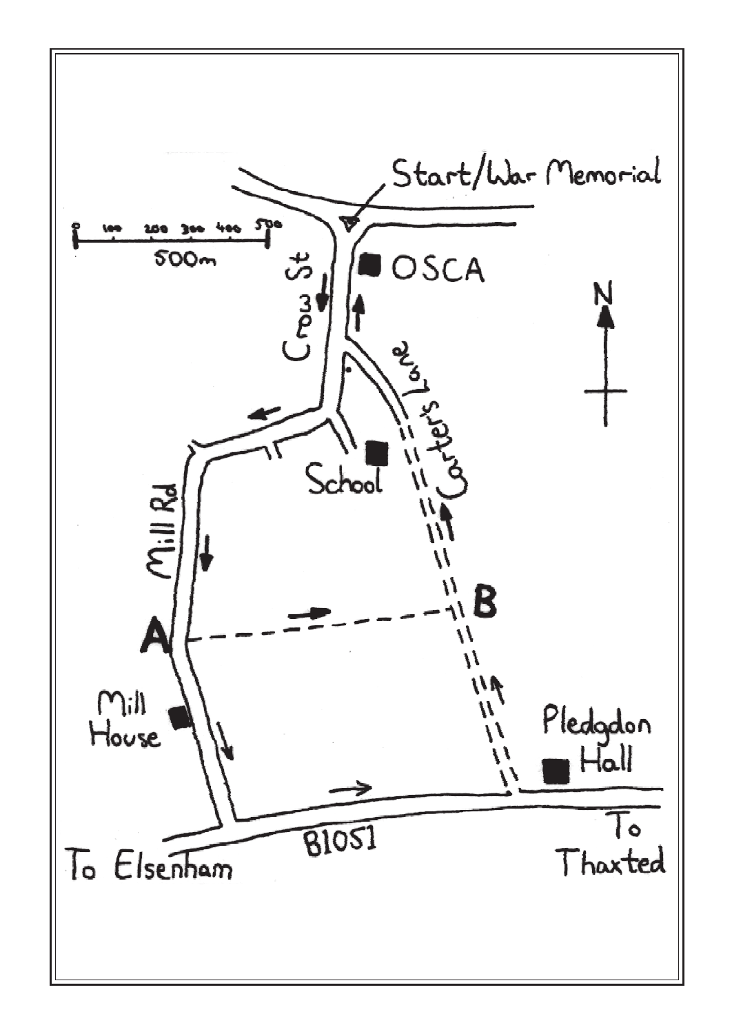Start/War Memorial

OSCA

Crow St

Carters Lane

School

Mill Rd

A

B

Mill House

Pledgdon Hall

B1051

To Elsenham

To Thaxted

N

0 100 200 300 400 500

500m